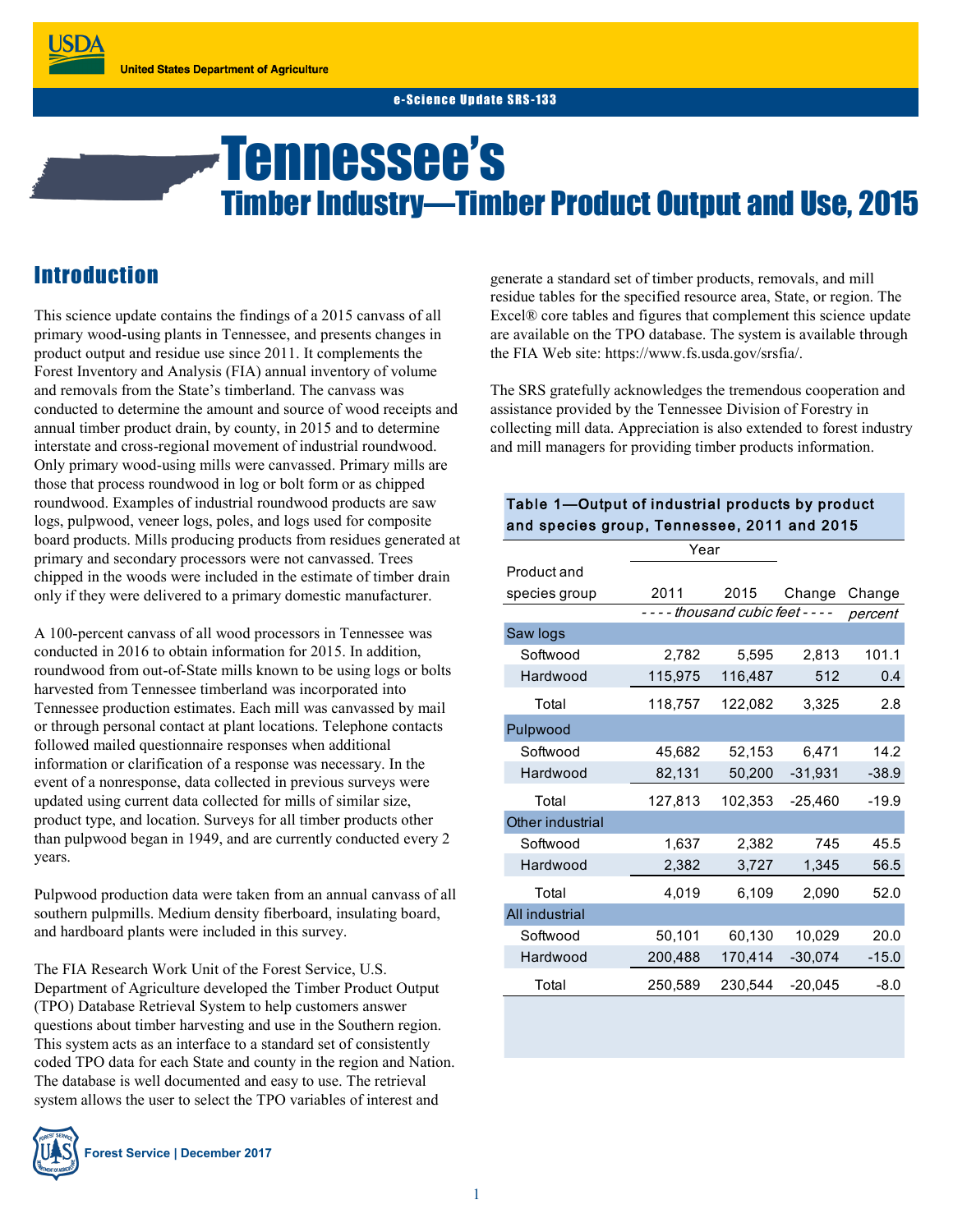United States Department of Agriculture

e-Science Update SRS-133

# Tennessee's Timber Industry—Timber Product Output and Use, 2015

## Introduction

This science update contains the findings of a 2015 canvass of all primary wood-using plants in Tennessee, and presents changes in product output and residue use since 2011. It complements the Forest Inventory and Analysis (FIA) annual inventory of volume and removals from the State's timberland. The canvass was conducted to determine the amount and source of wood receipts and annual timber product drain, by county, in 2015 and to determine interstate and cross-regional movement of industrial roundwood. Only primary wood-using mills were canvassed. Primary mills are those that process roundwood in log or bolt form or as chipped roundwood. Examples of industrial roundwood products are saw logs, pulpwood, veneer logs, poles, and logs used for composite board products. Mills producing products from residues generated at primary and secondary processors were not canvassed. Trees chipped in the woods were included in the estimate of timber drain only if they were delivered to a primary domestic manufacturer.

A 100-percent canvass of all wood processors in Tennessee was conducted in 2016 to obtain information for 2015. In addition, roundwood from out-of-State mills known to be using logs or bolts harvested from Tennessee timberland was incorporated into Tennessee production estimates. Each mill was canvassed by mail or through personal contact at plant locations. Telephone contacts followed mailed questionnaire responses when additional information or clarification of a response was necessary. In the event of a nonresponse, data collected in previous surveys were updated using current data collected for mills of similar size, product type, and location. Surveys for all timber products other than pulpwood began in 1949, and are currently conducted every 2 years.

Pulpwood production data were taken from an annual canvass of all southern pulpmills. Medium density fiberboard, insulating board, and hardboard plants were included in this survey.

The FIA Research Work Unit of the Forest Service, U.S. Department of Agriculture developed the Timber Product Output (TPO) Database Retrieval System to help customers answer questions about timber harvesting and use in the Southern region. This system acts as an interface to a standard set of consistently coded TPO data for each State and county in the region and Nation. The database is well documented and easy to use. The retrieval system allows the user to select the TPO variables of interest and generate a standard set of timber products, removals, and mill residue tables for the specified resource area, State, or region. The Excel® core tables and figures that complement this science update are available on the TPO database. The system is available through the FIA Web site: https://www.fs.usda.gov/srsfia/.

The SRS gratefully acknowledges the tremendous cooperation and assistance provided by the Tennessee Division of Forestry in collecting mill data. Appreciation is also extended to forest industry and mill managers for providing timber products information.

**Table 1—Output of industrial products by product and species group, Tennessee, 2011 and 2015**

| Product and species group | Year 2011 | Year 2015 | Change | Change |
|---|---|---|---|---|
| | *---- thousand cubic feet ----* | | | *percent* |
| **Saw logs** | | | | |
| Softwood | 2,782 | 5,595 | 2,813 | 101.1 |
| Hardwood | 115,975 | 116,487 | 512 | 0.4 |
| Total | 118,757 | 122,082 | 3,325 | 2.8 |
| **Pulpwood** | | | | |
| Softwood | 45,682 | 52,153 | 6,471 | 14.2 |
| Hardwood | 82,131 | 50,200 | -31,931 | -38.9 |
| Total | 127,813 | 102,353 | -25,460 | -19.9 |
| **Other industrial** | | | | |
| Softwood | 1,637 | 2,382 | 745 | 45.5 |
| Hardwood | 2,382 | 3,727 | 1,345 | 56.5 |
| Total | 4,019 | 6,109 | 2,090 | 52.0 |
| **All industrial** | | | | |
| Softwood | 50,101 | 60,130 | 10,029 | 20.0 |
| Hardwood | 200,488 | 170,414 | -30,074 | -15.0 |
| Total | 250,589 | 230,544 | -20,045 | -8.0 |

Forest Service | December 2017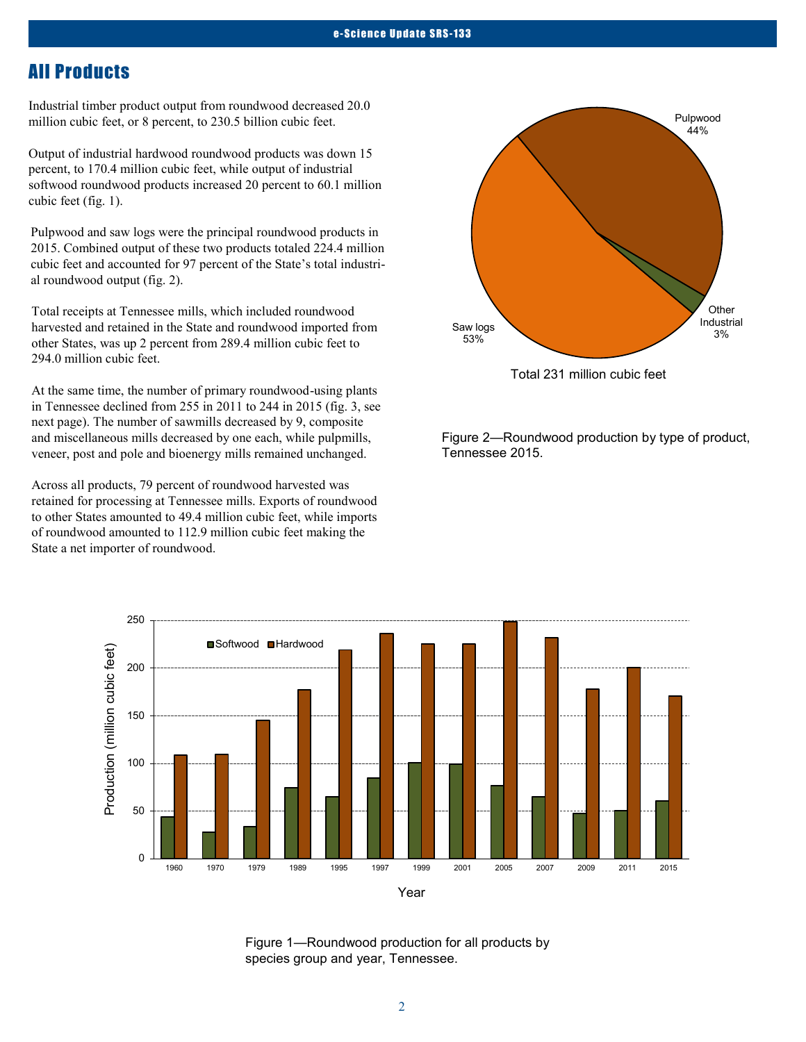## All Products

Industrial timber product output from roundwood decreased 20.0 million cubic feet, or 8 percent, to 230.5 billion cubic feet.

Output of industrial hardwood roundwood products was down 15 percent, to 170.4 million cubic feet, while output of industrial softwood roundwood products increased 20 percent to 60.1 million cubic feet (fig. 1).

Pulpwood and saw logs were the principal roundwood products in 2015. Combined output of these two products totaled 224.4 million cubic feet and accounted for 97 percent of the State's total industrial roundwood output (fig. 2).

Total receipts at Tennessee mills, which included roundwood harvested and retained in the State and roundwood imported from other States, was up 2 percent from 289.4 million cubic feet to 294.0 million cubic feet.

At the same time, the number of primary roundwood-using plants in Tennessee declined from 255 in 2011 to 244 in 2015 (fig. 3, see next page). The number of sawmills decreased by 9, composite and miscellaneous mills decreased by one each, while pulpmills, veneer, post and pole and bioenergy mills remained unchanged.

Across all products, 79 percent of roundwood harvested was retained for processing at Tennessee mills. Exports of roundwood to other States amounted to 49.4 million cubic feet, while imports of roundwood amounted to 112.9 million cubic feet making the State a net importer of roundwood.

Pulpwood 44%

Saw logs 53%

Other Industrial 3%

Total 231 million cubic feet

Figure 2—Roundwood production by type of product, Tennessee 2015.

Figure 1—Roundwood production for all products by species group and year, Tennessee.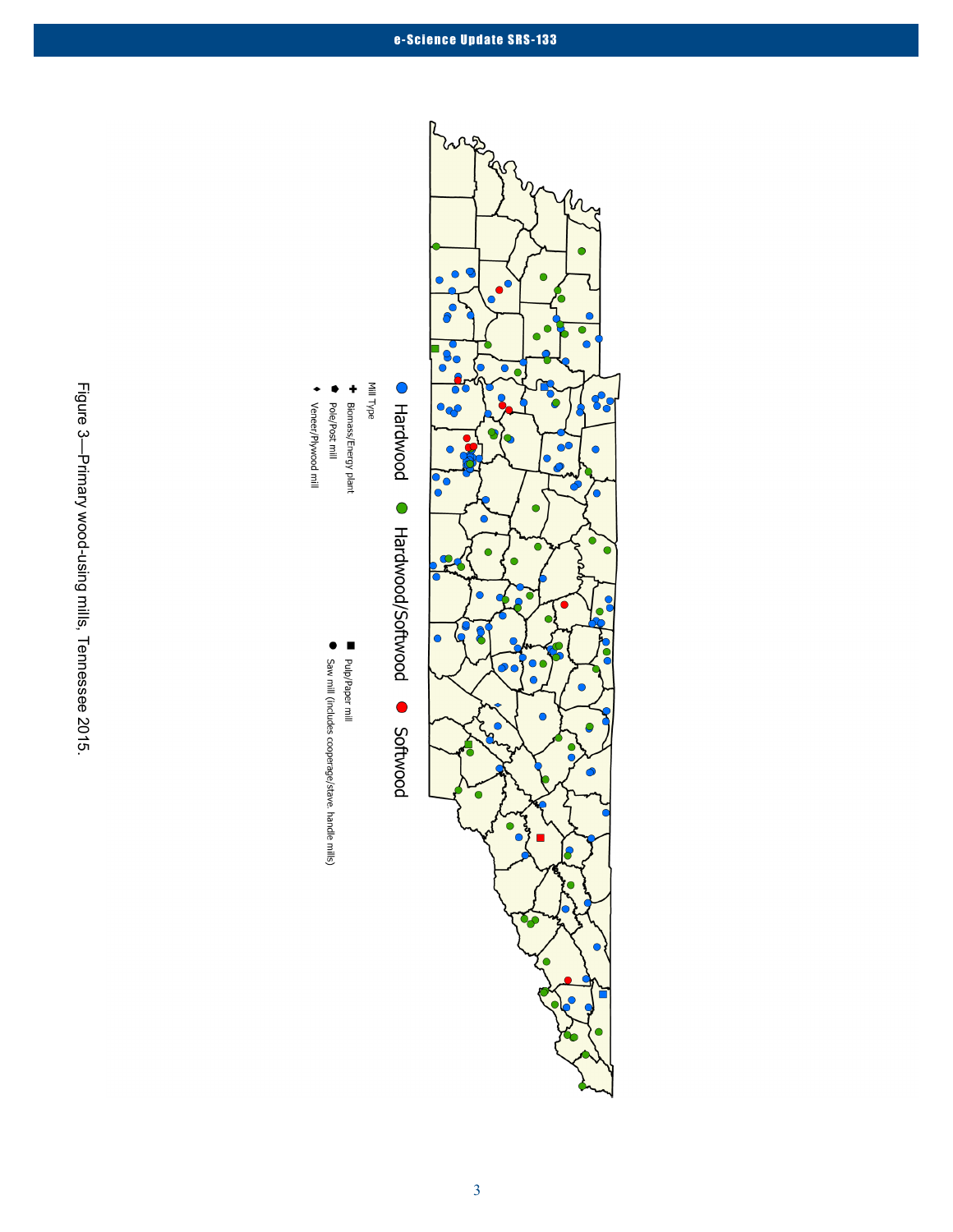Hardwood Hardwood/Softwood Softwood

Mill Type

Biomass/Energy plant

Pole/Post mill

Veneer/Plywood mill

Pulp/Paper mill

Saw mill (includes cooperage/stave. handle mills)

Figure 3—Primary wood-using mills, Tennessee 2015.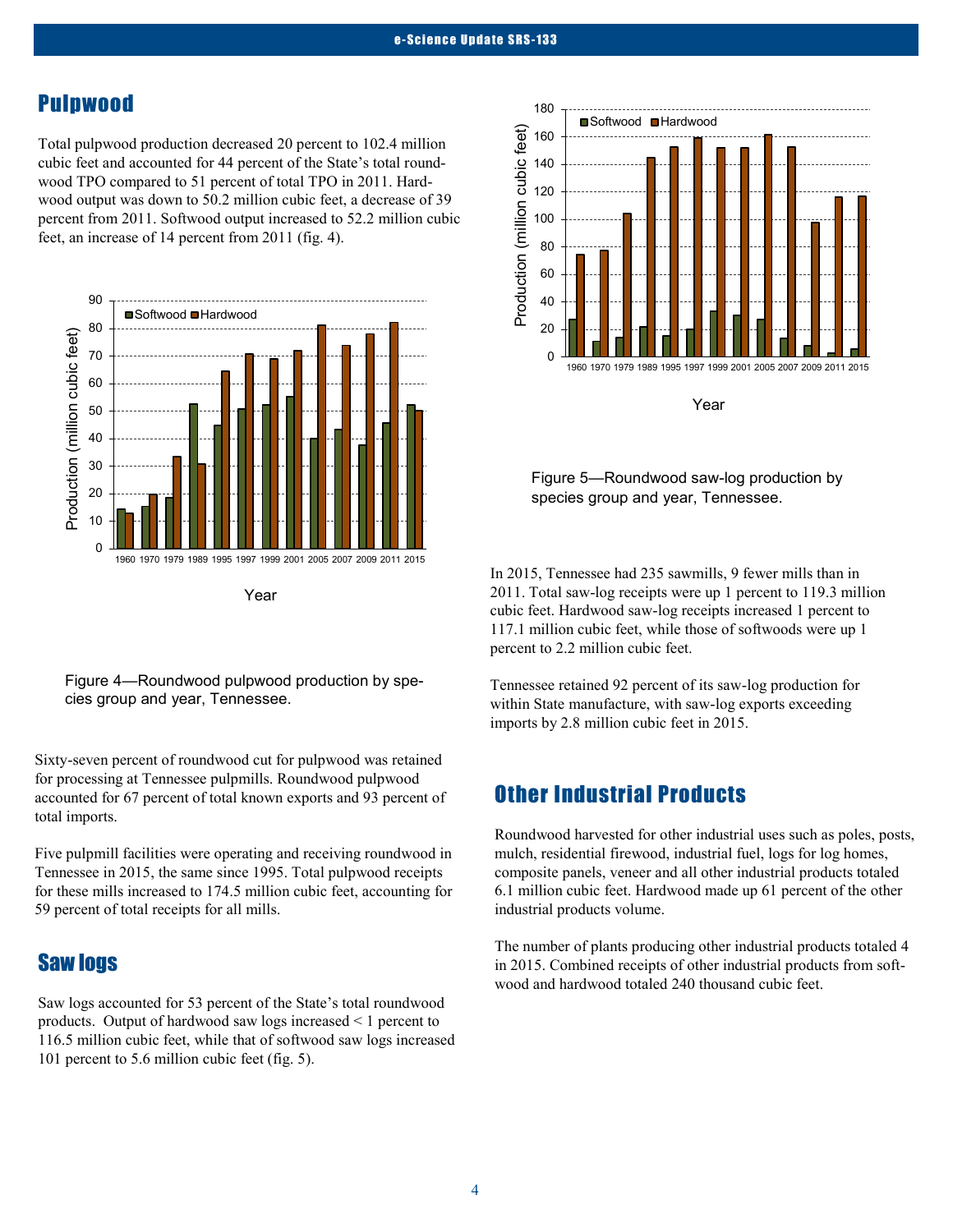## Pulpwood

Total pulpwood production decreased 20 percent to 102.4 million cubic feet and accounted for 44 percent of the State's total roundwood TPO compared to 51 percent of total TPO in 2011. Hardwood output was down to 50.2 million cubic feet, a decrease of 39 percent from 2011. Softwood output increased to 52.2 million cubic feet, an increase of 14 percent from 2011 (fig. 4).

Figure 4—Roundwood pulpwood production by species group and year, Tennessee.

Sixty-seven percent of roundwood cut for pulpwood was retained for processing at Tennessee pulpmills. Roundwood pulpwood accounted for 67 percent of total known exports and 93 percent of total imports.

Five pulpmill facilities were operating and receiving roundwood in Tennessee in 2015, the same since 1995. Total pulpwood receipts for these mills increased to 174.5 million cubic feet, accounting for 59 percent of total receipts for all mills.

## Saw logs

Saw logs accounted for 53 percent of the State's total roundwood products. Output of hardwood saw logs increased < 1 percent to 116.5 million cubic feet, while that of softwood saw logs increased 101 percent to 5.6 million cubic feet (fig. 5).

Figure 5—Roundwood saw-log production by species group and year, Tennessee.

In 2015, Tennessee had 235 sawmills, 9 fewer mills than in 2011. Total saw-log receipts were up 1 percent to 119.3 million cubic feet. Hardwood saw-log receipts increased 1 percent to 117.1 million cubic feet, while those of softwoods were up 1 percent to 2.2 million cubic feet.

Tennessee retained 92 percent of its saw-log production for within State manufacture, with saw-log exports exceeding imports by 2.8 million cubic feet in 2015.

## Other Industrial Products

Roundwood harvested for other industrial uses such as poles, posts, mulch, residential firewood, industrial fuel, logs for log homes, composite panels, veneer and all other industrial products totaled 6.1 million cubic feet. Hardwood made up 61 percent of the other industrial products volume.

The number of plants producing other industrial products totaled 4 in 2015. Combined receipts of other industrial products from softwood and hardwood totaled 240 thousand cubic feet.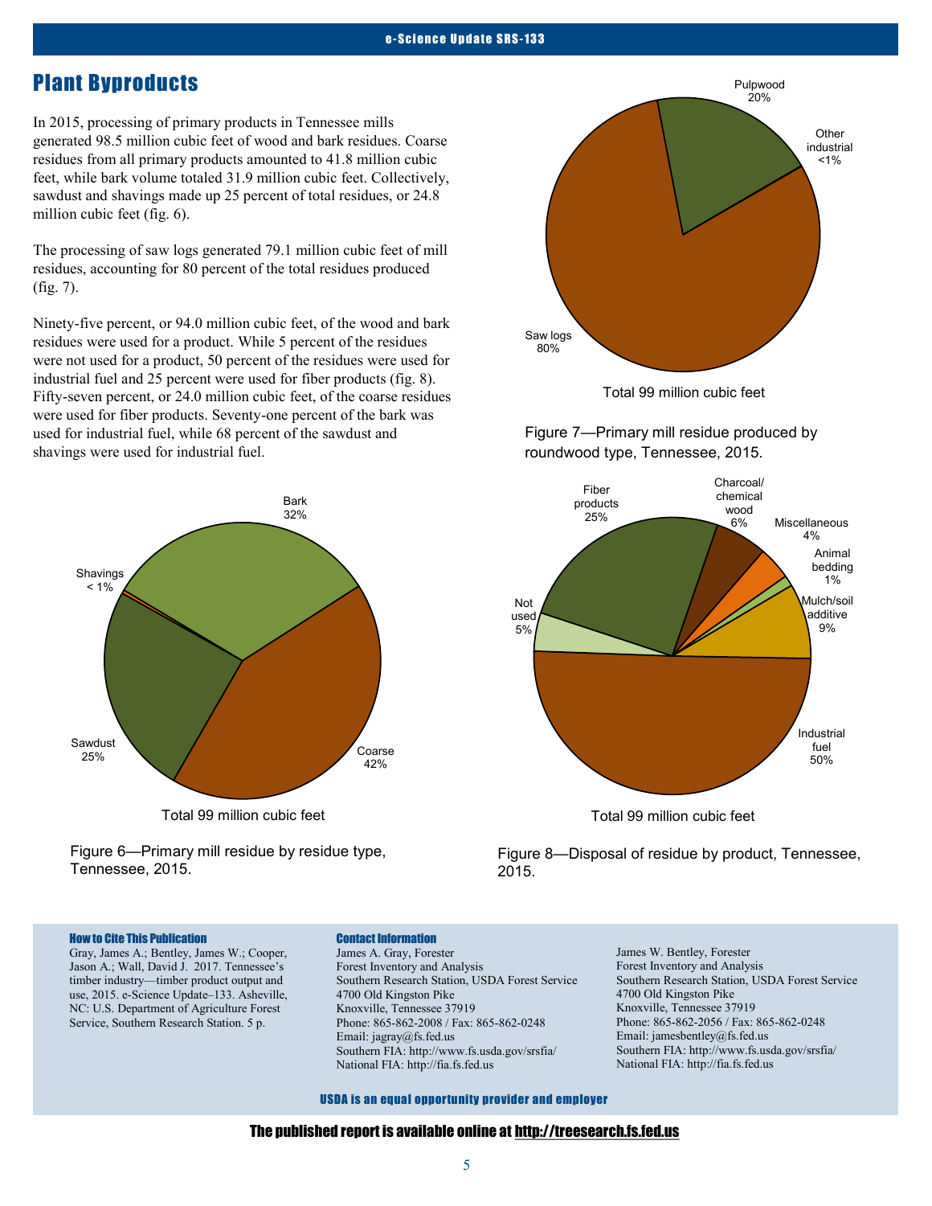## Plant Byproducts

In 2015, processing of primary products in Tennessee mills generated 98.5 million cubic feet of wood and bark residues. Coarse residues from all primary products amounted to 41.8 million cubic feet, while bark volume totaled 31.9 million cubic feet. Collectively, sawdust and shavings made up 25 percent of total residues, or 24.8 million cubic feet (fig. 6).

The processing of saw logs generated 79.1 million cubic feet of mill residues, accounting for 80 percent of the total residues produced (fig. 7).

Ninety-five percent, or 94.0 million cubic feet, of the wood and bark residues were used for a product. While 5 percent of the residues were not used for a product, 50 percent of the residues were used for industrial fuel and 25 percent were used for fiber products (fig. 8). Fifty-seven percent, or 24.0 million cubic feet, of the coarse residues were used for fiber products. Seventy-one percent of the bark was used for industrial fuel, while 68 percent of the sawdust and shavings were used for industrial fuel.

Bark
32%
Shavings
< 1%
Sawdust
25%
Coarse
42%
Total 99 million cubic feet

Figure 6—Primary mill residue by residue type, Tennessee, 2015.

Pulpwood
20%
Other industrial
<1%
Saw logs
80%
Total 99 million cubic feet

Figure 7—Primary mill residue produced by roundwood type, Tennessee, 2015.

Fiber products
25%
Charcoal/ chemical wood
6%
Miscellaneous
4%
Animal bedding
1%
Mulch/soil additive
9%
Not used
5%
Industrial fuel
50%
Total 99 million cubic feet

Figure 8—Disposal of residue by product, Tennessee, 2015.

**How to Cite This Publication**

Gray, James A.; Bentley, James W.; Cooper, Jason A.; Wall, David J. 2017. Tennessee's timber industry—timber product output and use, 2015. e-Science Update–133. Asheville, NC: U.S. Department of Agriculture Forest Service, Southern Research Station. 5 p.

**Contact Information**

James A. Gray, Forester
Forest Inventory and Analysis
Southern Research Station, USDA Forest Service
4700 Old Kingston Pike
Knoxville, Tennessee 37919
Phone: 865-862-2008 / Fax: 865-862-0248
Email: jagray@fs.fed.us
Southern FIA: http://www.fs.usda.gov/srsfia/
National FIA: http://fia.fs.fed.us

James W. Bentley, Forester
Forest Inventory and Analysis
Southern Research Station, USDA Forest Service
4700 Old Kingston Pike
Knoxville, Tennessee 37919
Phone: 865-862-2056 / Fax: 865-862-0248
Email: jamesbentley@fs.fed.us
Southern FIA: http://www.fs.usda.gov/srsfia/
National FIA: http://fia.fs.fed.us

**USDA is an equal opportunity provider and employer**

**The published report is available online at http://treesearch.fs.fed.us**